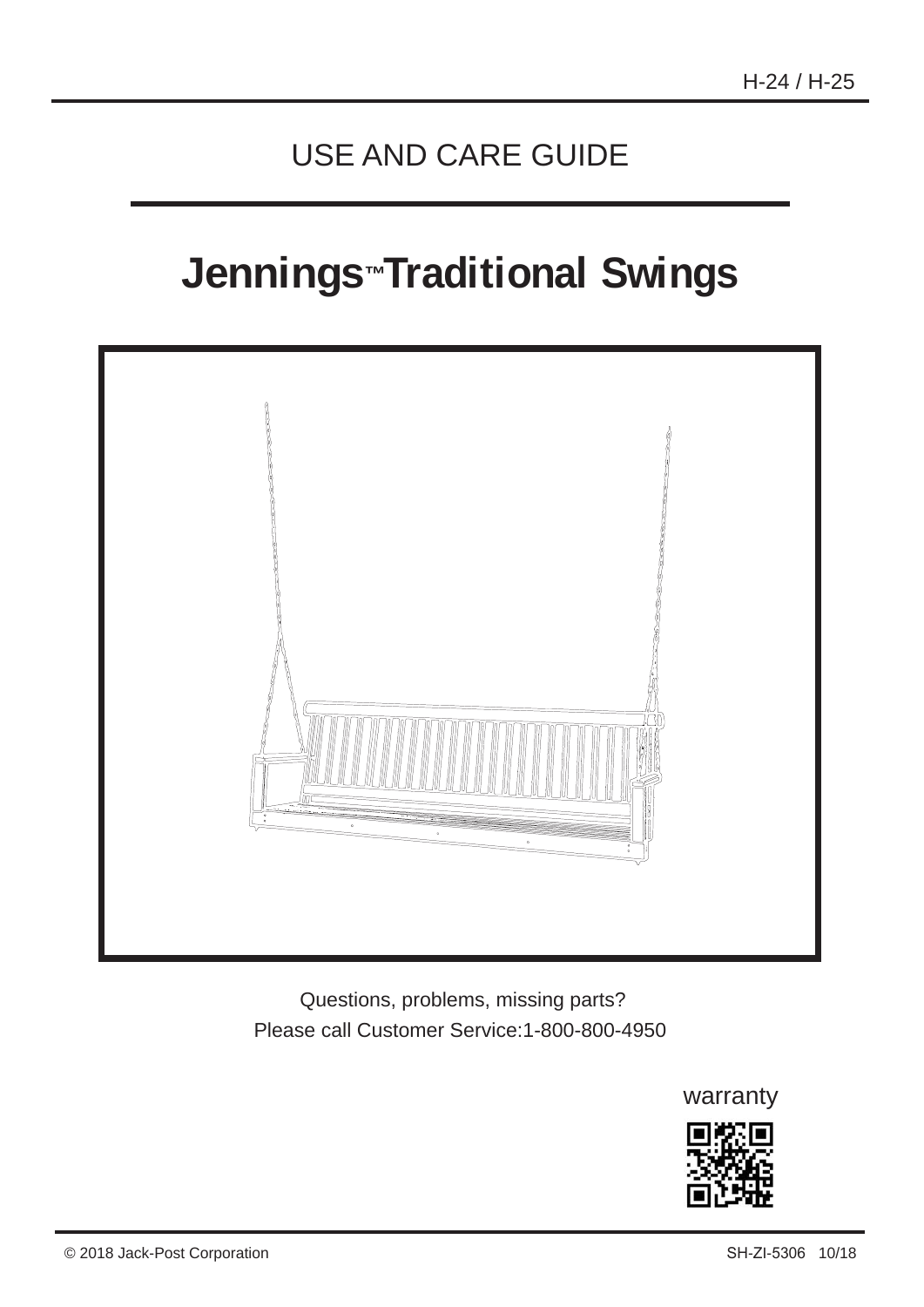H-24 / H-25

USE AND CARE GUIDE

# Jennings™ Traditional Swings

Questions, problems, missing parts?
Please call Customer Service:1-800-800-4950

warranty

© 2018 Jack-Post Corporation

SH-ZI-5306 10/18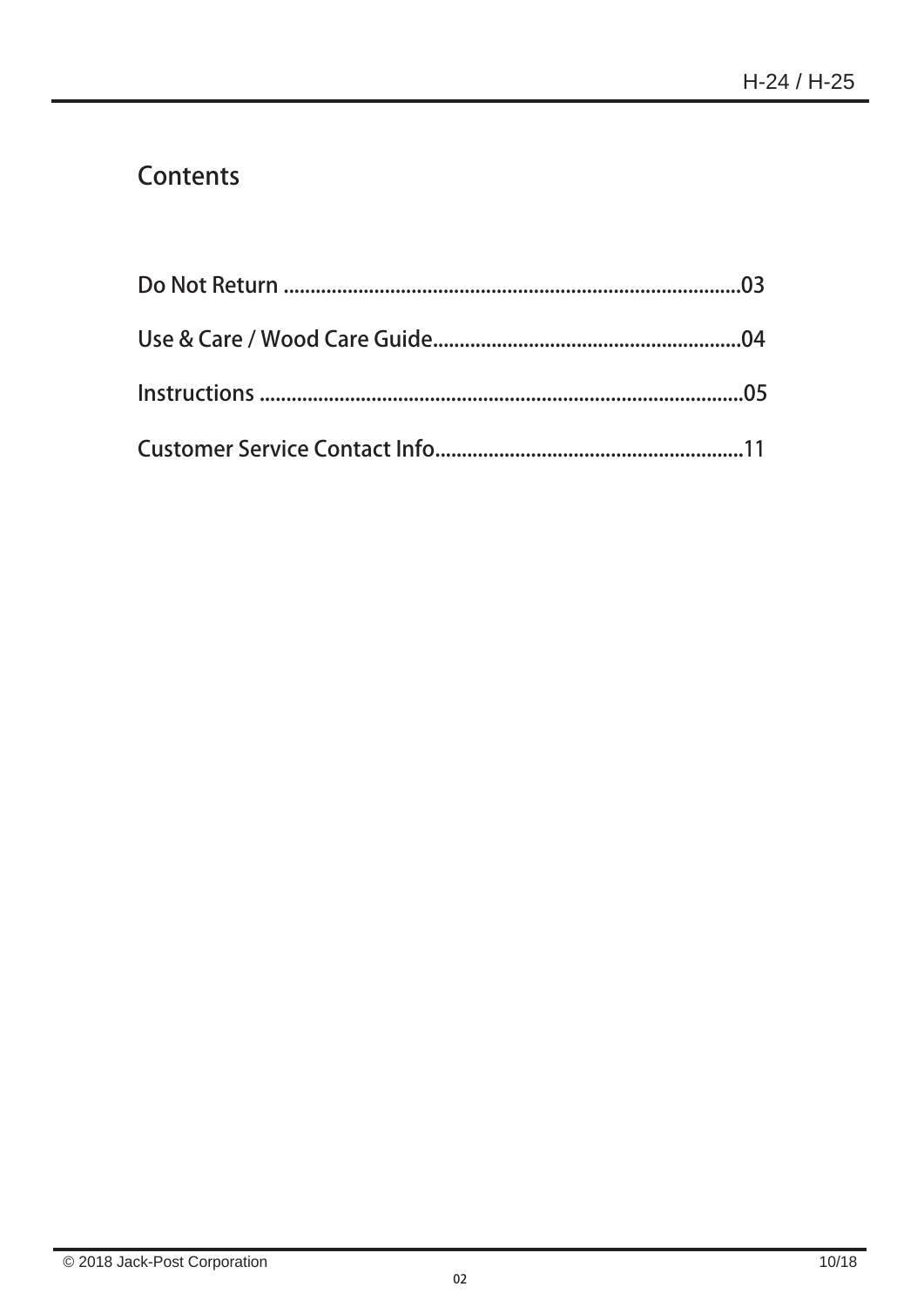## Contents

Do Not Return ....................................................................................03

Use & Care / Wood Care Guide.........................................................04

Instructions ..........................................................................................05

Customer Service Contact Info.........................................................11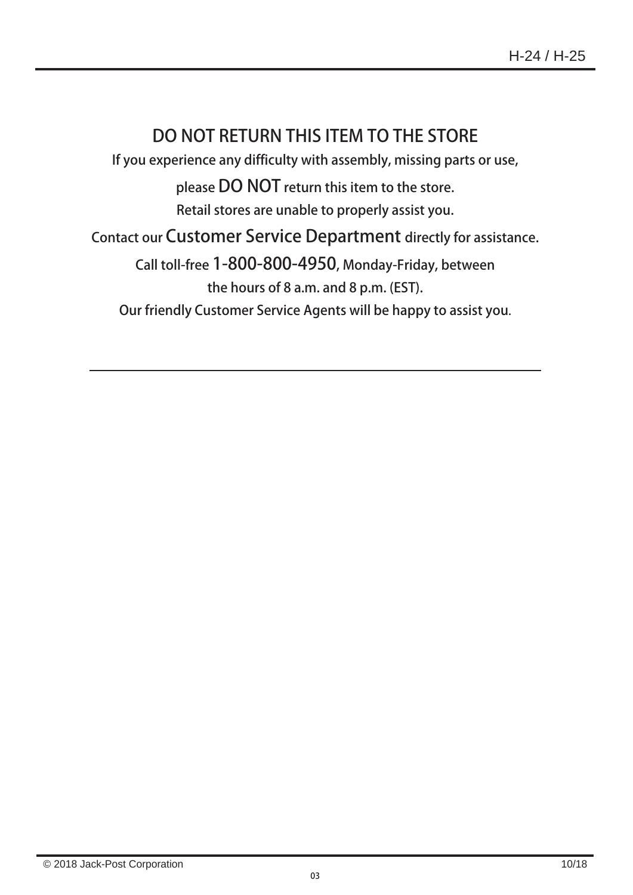# DO NOT RETURN THIS ITEM TO THE STORE

If you experience any difficulty with assembly, missing parts or use,

please **DO NOT** return this item to the store.

Retail stores are unable to properly assist you.

Contact our **Customer Service Department** directly for assistance.

Call toll-free **1-800-800-4950**, Monday-Friday, between

the hours of 8 a.m. and 8 p.m. (EST).

Our friendly Customer Service Agents will be happy to assist you.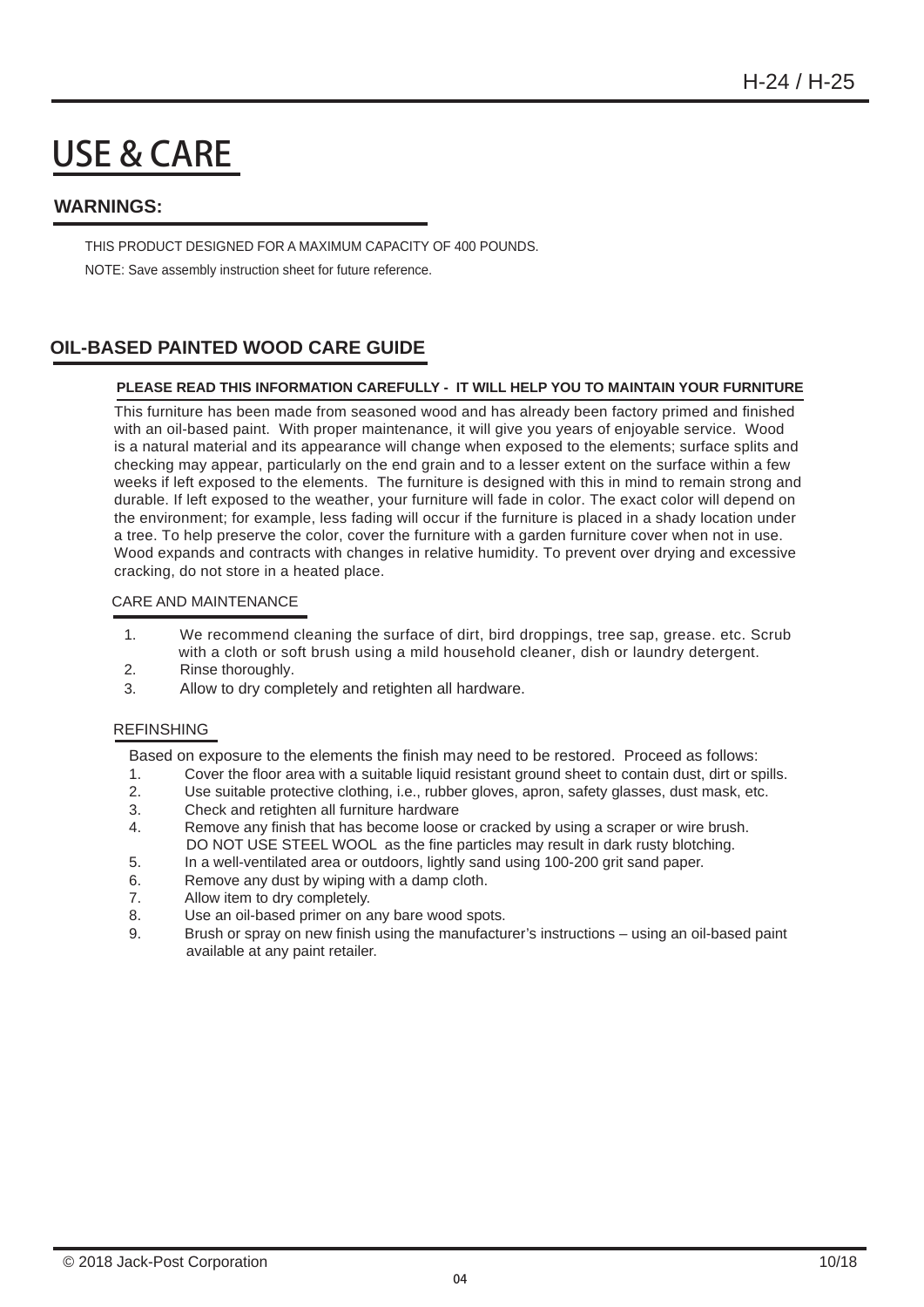# USE & CARE

## WARNINGS:

THIS PRODUCT DESIGNED FOR A MAXIMUM CAPACITY OF 400 POUNDS.

NOTE: Save assembly instruction sheet for future reference.

## OIL-BASED PAINTED WOOD CARE GUIDE

**PLEASE READ THIS INFORMATION CAREFULLY - IT WILL HELP YOU TO MAINTAIN YOUR FURNITURE**

This furniture has been made from seasoned wood and has already been factory primed and finished with an oil-based paint. With proper maintenance, it will give you years of enjoyable service. Wood is a natural material and its appearance will change when exposed to the elements; surface splits and checking may appear, particularly on the end grain and to a lesser extent on the surface within a few weeks if left exposed to the elements. The furniture is designed with this in mind to remain strong and durable. If left exposed to the weather, your furniture will fade in color. The exact color will depend on the environment; for example, less fading will occur if the furniture is placed in a shady location under a tree. To help preserve the color, cover the furniture with a garden furniture cover when not in use. Wood expands and contracts with changes in relative humidity. To prevent over drying and excessive cracking, do not store in a heated place.

### CARE AND MAINTENANCE

1. We recommend cleaning the surface of dirt, bird droppings, tree sap, grease. etc. Scrub with a cloth or soft brush using a mild household cleaner, dish or laundry detergent.
2. Rinse thoroughly.
3. Allow to dry completely and retighten all hardware.

### REFINSHING

Based on exposure to the elements the finish may need to be restored. Proceed as follows:

1. Cover the floor area with a suitable liquid resistant ground sheet to contain dust, dirt or spills.
2. Use suitable protective clothing, i.e., rubber gloves, apron, safety glasses, dust mask, etc.
3. Check and retighten all furniture hardware
4. Remove any finish that has become loose or cracked by using a scraper or wire brush. DO NOT USE STEEL WOOL as the fine particles may result in dark rusty blotching.
5. In a well-ventilated area or outdoors, lightly sand using 100-200 grit sand paper.
6. Remove any dust by wiping with a damp cloth.
7. Allow item to dry completely.
8. Use an oil-based primer on any bare wood spots.
9. Brush or spray on new finish using the manufacturer's instructions – using an oil-based paint available at any paint retailer.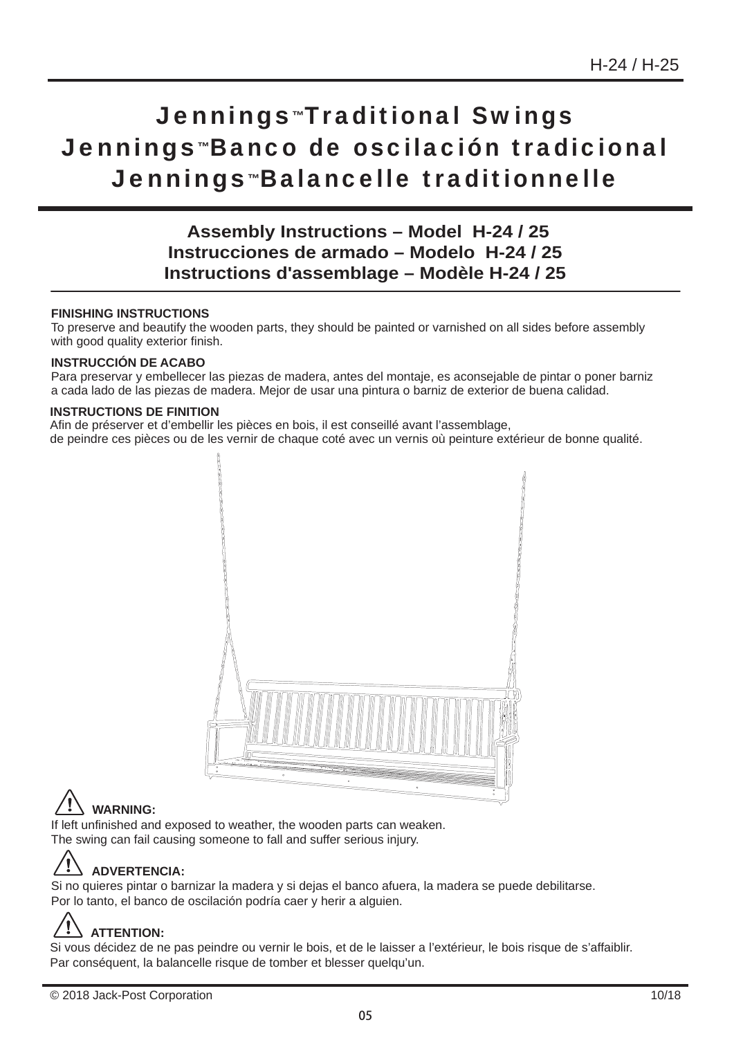H-24 / H-25

# Jennings™ Traditional Swings
# Jennings™ Banco de oscilación tradicional
# Jennings™ Balancelle traditionnelle

## Assembly Instructions – Model H-24 / 25
## Instrucciones de armado – Modelo H-24 / 25
## Instructions d'assemblage – Modèle H-24 / 25

**FINISHING INSTRUCTIONS**
To preserve and beautify the wooden parts, they should be painted or varnished on all sides before assembly with good quality exterior finish.

**INSTRUCCIÓN DE ACABO**
Para preservar y embellecer las piezas de madera, antes del montaje, es aconsejable de pintar o poner barniz a cada lado de las piezas de madera. Mejor de usar una pintura o barniz de exterior de buena calidad.

**INSTRUCTIONS DE FINITION**
Afin de préserver et d'embellir les pièces en bois, il est conseillé avant l'assemblage, de peindre ces pièces ou de les vernir de chaque coté avec un vernis où peinture extérieur de bonne qualité.

**⚠ WARNING:**
If left unfinished and exposed to weather, the wooden parts can weaken.
The swing can fail causing someone to fall and suffer serious injury.

**⚠ ADVERTENCIA:**
Si no quieres pintar o barnizar la madera y si dejas el banco afuera, la madera se puede debilitarse.
Por lo tanto, el banco de oscilación podría caer y herir a alguien.

**⚠ ATTENTION:**
Si vous décidez de ne pas peindre ou vernir le bois, et de le laisser a l'extérieur, le bois risque de s'affaiblir.
Par conséquent, la balancelle risque de tomber et blesser quelqu'un.

© 2018 Jack-Post Corporation 10/18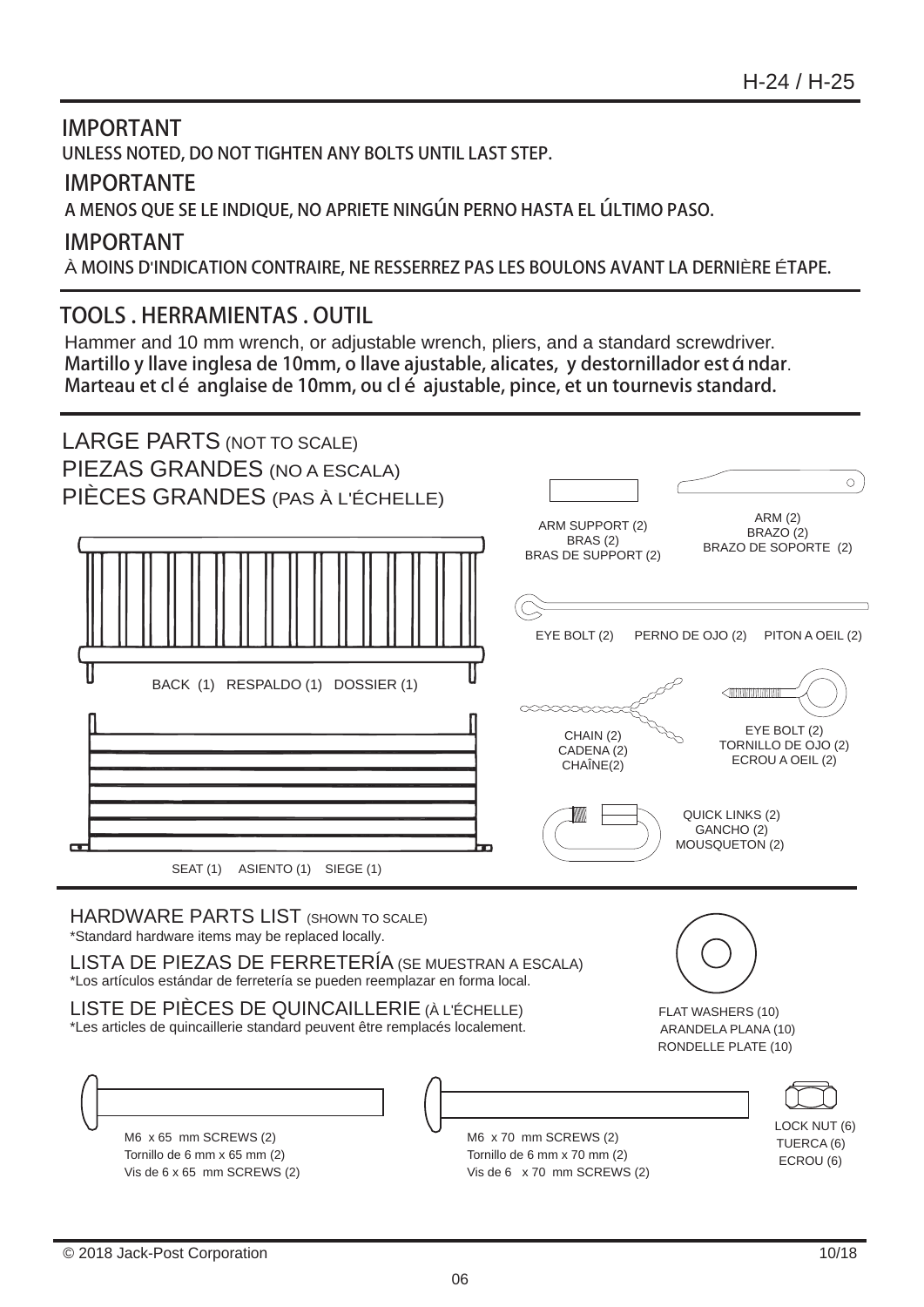## IMPORTANT

**UNLESS NOTED, DO NOT TIGHTEN ANY BOLTS UNTIL LAST STEP.**

## IMPORTANTE

**A MENOS QUE SE LE INDIQUE, NO APRIETE NINGÚN PERNO HASTA EL ÚLTIMO PASO.**

## IMPORTANT

**À MOINS D'INDICATION CONTRAIRE, NE RESSERREZ PAS LES BOULONS AVANT LA DERNIÈRE ÉTAPE.**

## TOOLS . HERRAMIENTAS . OUTIL

Hammer and 10 mm wrench, or adjustable wrench, pliers, and a standard screwdriver.
**Martillo y llave inglesa de 10mm, o llave ajustable, alicates, y destornillador estándar.**
**Marteau et clé anglaise de 10mm, ou clé ajustable, pince, et un tournevis standard.**

## LARGE PARTS (NOT TO SCALE)
## PIEZAS GRANDES (NO A ESCALA)
## PIÈCES GRANDES (PAS À L'ÉCHELLE)

ARM SUPPORT (2)
BRAS (2)
BRAS DE SUPPORT (2)

ARM (2)
BRAZO (2)
BRAZO DE SOPORTE (2)

BACK (1) RESPALDO (1) DOSSIER (1)

EYE BOLT (2) PERNO DE OJO (2) PITON A OEIL (2)

CHAIN (2)
CADENA (2)
CHAÎNE(2)

EYE BOLT (2)
TORNILLO DE OJO (2)
ECROU A OEIL (2)

QUICK LINKS (2)
GANCHO (2)
MOUSQUETON (2)

SEAT (1) ASIENTO (1) SIEGE (1)

## HARDWARE PARTS LIST (SHOWN TO SCALE)
*Standard hardware items may be replaced locally.

## LISTA DE PIEZAS DE FERRETERÍA (SE MUESTRAN A ESCALA)
*Los artículos estándar de ferretería se pueden reemplazar en forma local.

## LISTE DE PIÈCES DE QUINCAILLERIE (À L'ÉCHELLE)
*Les articles de quincaillerie standard peuvent être remplacés localement.

FLAT WASHERS (10)
ARANDELA PLANA (10)
RONDELLE PLATE (10)

M6 x 65 mm SCREWS (2)
Tornillo de 6 mm x 65 mm (2)
Vis de 6 x 65 mm SCREWS (2)

M6 x 70 mm SCREWS (2)
Tornillo de 6 mm x 70 mm (2)
Vis de 6 x 70 mm SCREWS (2)

LOCK NUT (6)
TUERCA (6)
ECROU (6)

© 2018 Jack-Post Corporation 10/18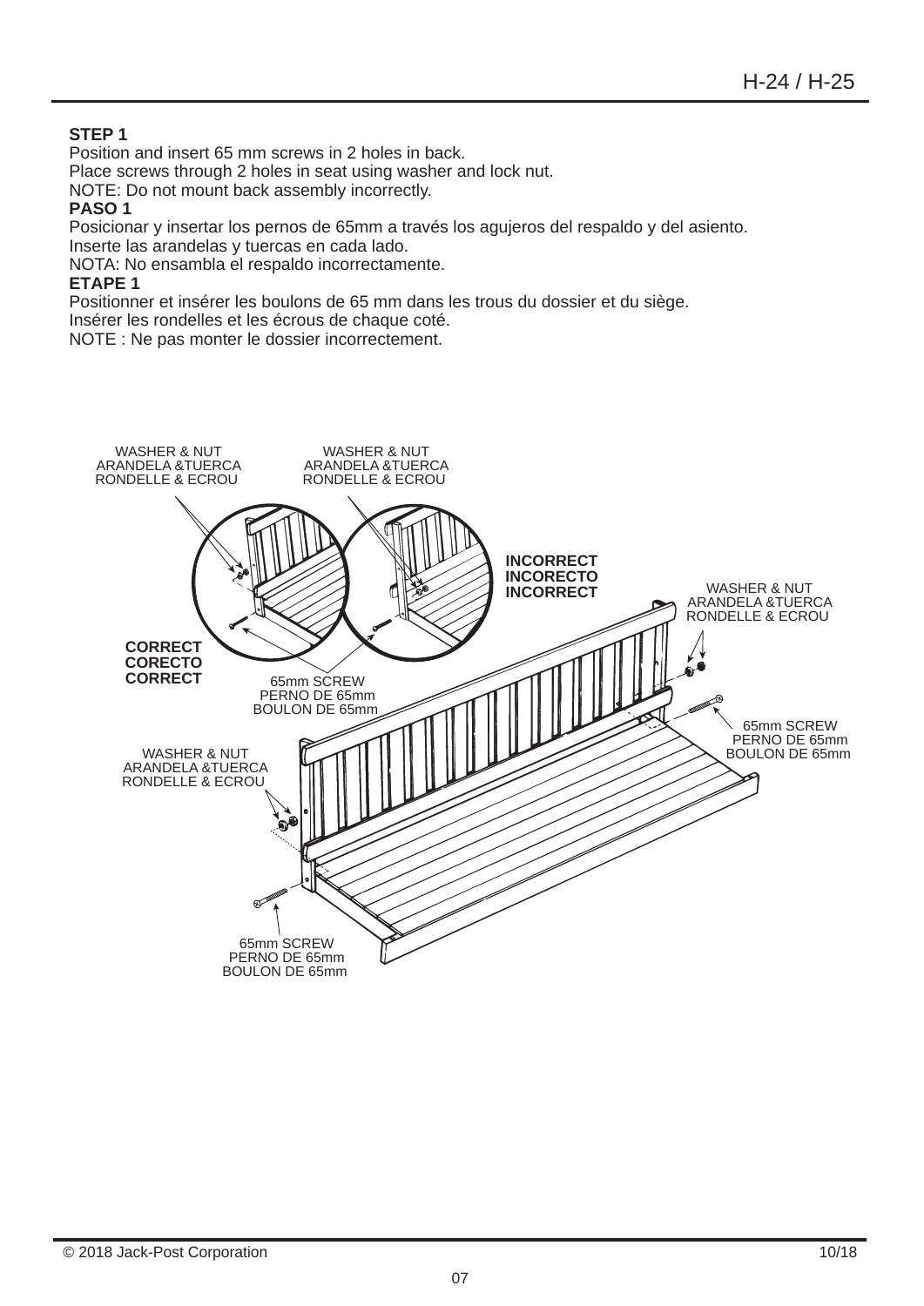**STEP 1**

Position and insert 65 mm screws in 2 holes in back.
Place screws through 2 holes in seat using washer and lock nut.
NOTE: Do not mount back assembly incorrectly.

**PASO 1**

Posicionar y insertar los pernos de 65mm a través los agujeros del respaldo y del asiento.
Inserte las arandelas y tuercas en cada lado.
NOTA: No ensambla el respaldo incorrectamente.

**ETAPE 1**

Positionner et insérer les boulons de 65 mm dans les trous du dossier et du siège.
Insérer les rondelles et les écrous de chaque coté.
NOTE : Ne pas monter le dossier incorrectement.

WASHER & NUT
ARANDELA &TUERCA
RONDELLE & ECROU

WASHER & NUT
ARANDELA &TUERCA
RONDELLE & ECROU

**INCORRECT**
**INCORECTO**
**INCORRECT**

WASHER & NUT
ARANDELA &TUERCA
RONDELLE & ECROU

**CORRECT**
**CORECTO**
**CORRECT**

65mm SCREW
PERNO DE 65mm
BOULON DE 65mm

65mm SCREW
PERNO DE 65mm
BOULON DE 65mm

WASHER & NUT
ARANDELA &TUERCA
RONDELLE & ECROU

65mm SCREW
PERNO DE 65mm
BOULON DE 65mm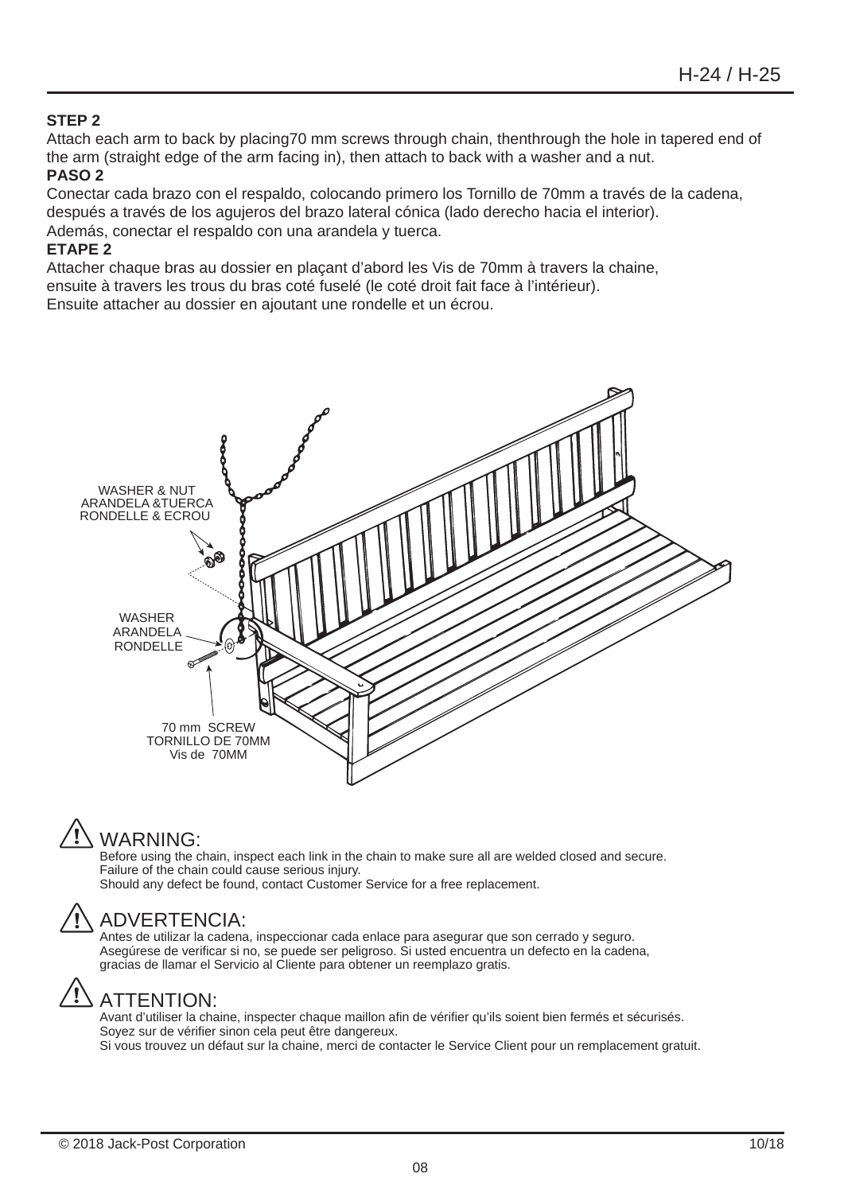**STEP 2**

Attach each arm to back by placing70 mm screws through chain, thenthrough the hole in tapered end of the arm (straight edge of the arm facing in), then attach to back with a washer and a nut.

**PASO 2**

Conectar cada brazo con el respaldo, colocando primero los Tornillo de 70mm a través de la cadena, después a través de los agujeros del brazo lateral cónica (lado derecho hacia el interior).
Además, conectar el respaldo con una arandela y tuerca.

**ETAPE 2**

Attacher chaque bras au dossier en plaçant d'abord les Vis de 70mm à travers la chaine, ensuite à travers les trous du bras coté fuselé (le coté droit fait face à l'intérieur).
Ensuite attacher au dossier en ajoutant une rondelle et un écrou.

WASHER & NUT
ARANDELA &TUERCA
RONDELLE & ECROU

WASHER
ARANDELA
RONDELLE

70 mm SCREW
TORNILLO DE 70MM
Vis de 70MM

## WARNING:

Before using the chain, inspect each link in the chain to make sure all are welded closed and secure.
Failure of the chain could cause serious injury.
Should any defect be found, contact Customer Service for a free replacement.

## ADVERTENCIA:

Antes de utilizar la cadena, inspeccionar cada enlace para asegurar que son cerrado y seguro.
Asegúrese de verificar si no, se puede ser peligroso. Si usted encuentra un defecto en la cadena, gracias de llamar el Servicio al Cliente para obtener un reemplazo gratis.

## ATTENTION:

Avant d'utiliser la chaine, inspecter chaque maillon afin de vérifier qu'ils soient bien fermés et sécurisés.
Soyez sur de vérifier sinon cela peut être dangereux.
Si vous trouvez un défaut sur la chaine, merci de contacter le Service Client pour un remplacement gratuit.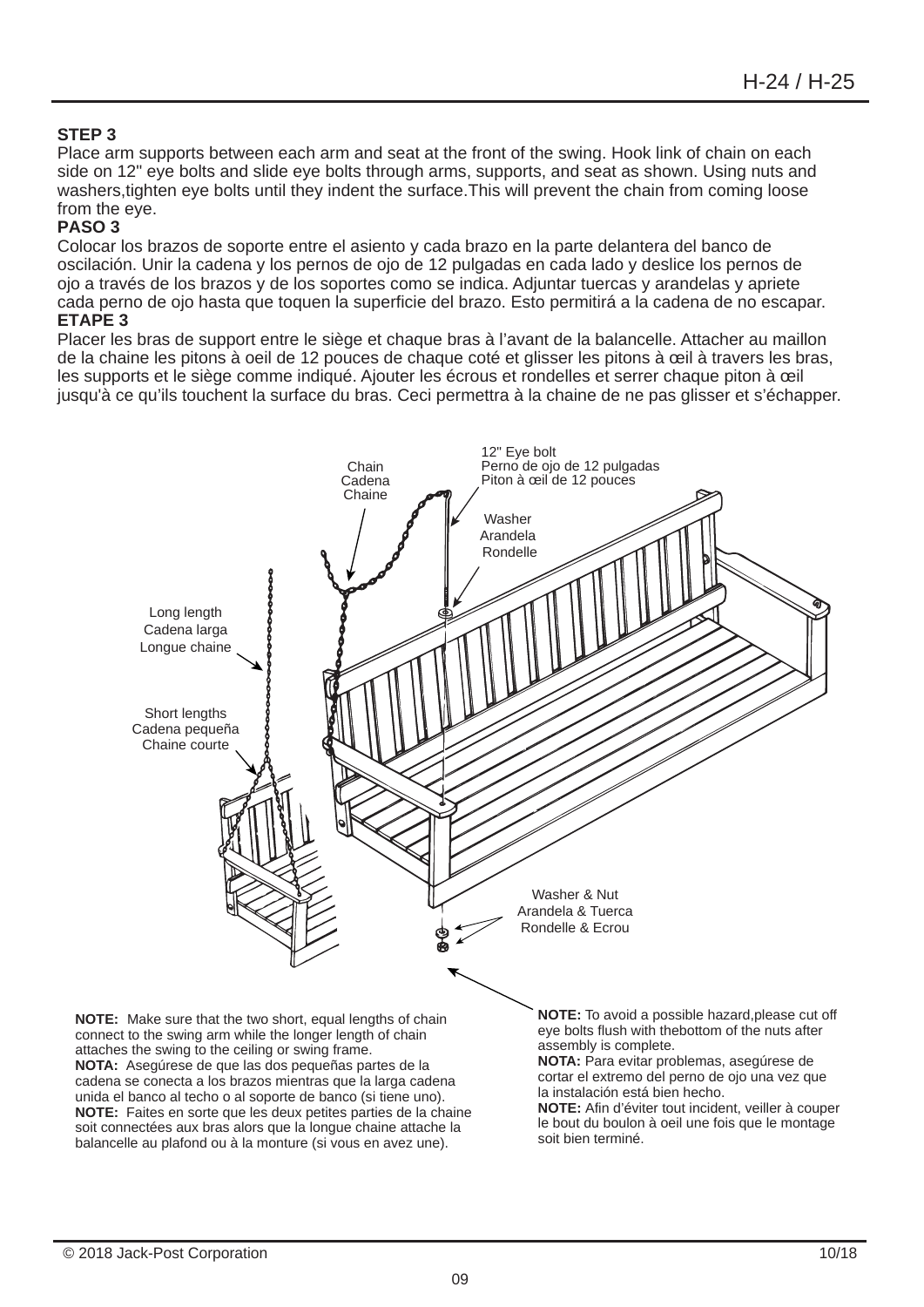### STEP 3

Place arm supports between each arm and seat at the front of the swing. Hook link of chain on each side on 12" eye bolts and slide eye bolts through arms, supports, and seat as shown. Using nuts and washers,tighten eye bolts until they indent the surface.This will prevent the chain from coming loose from the eye.

### PASO 3

Colocar los brazos de soporte entre el asiento y cada brazo en la parte delantera del banco de oscilación. Unir la cadena y los pernos de ojo de 12 pulgadas en cada lado y deslice los pernos de ojo a través de los brazos y de los soportes como se indica. Adjuntar tuercas y arandelas y apriete cada perno de ojo hasta que toquen la superficie del brazo. Esto permitirá a la cadena de no escapar.

### ETAPE 3

Placer les bras de support entre le siège et chaque bras à l'avant de la balancelle. Attacher au maillon de la chaine les pitons à oeil de 12 pouces de chaque coté et glisser les pitons à œil à travers les bras, les supports et le siège comme indiqué. Ajouter les écrous et rondelles et serrer chaque piton à œil jusqu'à ce qu'ils touchent la surface du bras. Ceci permettra à la chaine de ne pas glisser et s'échapper.

12" Eye bolt
Perno de ojo de 12 pulgadas
Piton à œil de 12 pouces

Chain
Cadena
Chaine

Washer
Arandela
Rondelle

Long length
Cadena larga
Longue chaine

Short lengths
Cadena pequeña
Chaine courte

Washer & Nut
Arandela & Tuerca
Rondelle & Ecrou

**NOTE:** Make sure that the two short, equal lengths of chain connect to the swing arm while the longer length of chain attaches the swing to the ceiling or swing frame.
**NOTA:** Asegúrese de que las dos pequeñas partes de la cadena se conecta a los brazos mientras que la larga cadena unida el banco al techo o al soporte de banco (si tiene uno).
**NOTE:** Faites en sorte que les deux petites parties de la chaine soit connectées aux bras alors que la longue chaine attache la balancelle au plafond ou à la monture (si vous en avez une).

**NOTE:** To avoid a possible hazard,please cut off eye bolts flush with thebottom of the nuts after assembly is complete.
**NOTA:** Para evitar problemas, asegúrese de cortar el extremo del perno de ojo una vez que la instalación está bien hecho.
**NOTE:** Afin d'éviter tout incident, veiller à couper le bout du boulon à oeil une fois que le montage soit bien terminé.

© 2018 Jack-Post Corporation 10/18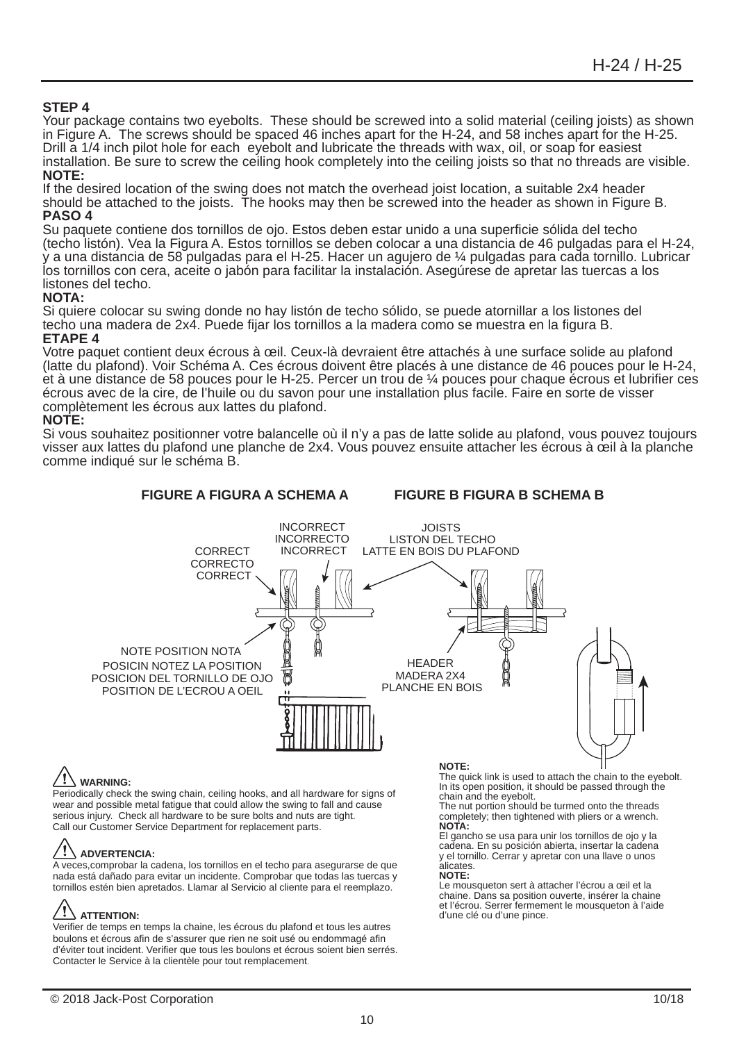**STEP 4**

Your package contains two eyebolts. These should be screwed into a solid material (ceiling joists) as shown in Figure A. The screws should be spaced 46 inches apart for the H-24, and 58 inches apart for the H-25. Drill a 1/4 inch pilot hole for each eyebolt and lubricate the threads with wax, oil, or soap for easiest installation. Be sure to screw the ceiling hook completely into the ceiling joists so that no threads are visible.

**NOTE:**

If the desired location of the swing does not match the overhead joist location, a suitable 2x4 header should be attached to the joists. The hooks may then be screwed into the header as shown in Figure B.

**PASO 4**

Su paquete contiene dos tornillos de ojo. Estos deben estar unido a una superficie sólida del techo (techo listón). Vea la Figura A. Estos tornillos se deben colocar a una distancia de 46 pulgadas para el H-24, y a una distancia de 58 pulgadas para el H-25. Hacer un agujero de ¼ pulgadas para cada tornillo. Lubricar los tornillos con cera, aceite o jabón para facilitar la instalación. Asegúrese de apretar las tuercas a los listones del techo.

**NOTA:**

Si quiere colocar su swing donde no hay listón de techo sólido, se puede atornillar a los listones del techo una madera de 2x4. Puede fijar los tornillos a la madera como se muestra en la figura B.

**ETAPE 4**

Votre paquet contient deux écrous à œil. Ceux-là devraient être attachés à une surface solide au plafond (latte du plafond). Voir Schéma A. Ces écrous doivent être placés à une distance de 46 pouces pour le H-24, et à une distance de 58 pouces pour le H-25. Percer un trou de ¼ pouces pour chaque écrous et lubrifier ces écrous avec de la cire, de l'huile ou du savon pour une installation plus facile. Faire en sorte de visser complètement les écrous aux lattes du plafond.

**NOTE:**

Si vous souhaitez positionner votre balancelle où il n'y a pas de latte solide au plafond, vous pouvez toujours visser aux lattes du plafond une planche de 2x4. Vous pouvez ensuite attacher les écrous à œil à la planche comme indiqué sur le schéma B.

**FIGURE A FIGURA A SCHEMA A** — **FIGURE B FIGURA B SCHEMA B**

CORRECT / CORRECTO / CORRECT
INCORRECT / INCORRECTO / INCORRECT
JOISTS / LISTON DEL TECHO / LATTE EN BOIS DU PLAFOND
NOTE POSITION NOTA / POSICIN NOTEZ LA POSITION / POSICION DEL TORNILLO DE OJO / POSITION DE L'ECROU A OEIL
HEADER / MADERA 2X4 / PLANCHE EN BOIS

**WARNING:**
Periodically check the swing chain, ceiling hooks, and all hardware for signs of wear and possible metal fatigue that could allow the swing to fall and cause serious injury. Check all hardware to be sure bolts and nuts are tight. Call our Customer Service Department for replacement parts.

**ADVERTENCIA:**
A veces,comprobar la cadena, los tornillos en el techo para asegurarse de que nada está dañado para evitar un incidente. Comprobar que todas las tuercas y tornillos estén bien apretados. Llamar al Servicio al cliente para el reemplazo.

**ATTENTION:**
Verifier de temps en temps la chaine, les écrous du plafond et tous les autres boulons et écrous afin de s'assurer que rien ne soit usé ou endommagé afin d'éviter tout incident. Verifier que tous les boulons et écrous soient bien serrés. Contacter le Service à la clientèle pour tout remplacement.

**NOTE:**
The quick link is used to attach the chain to the eyebolt. In its open position, it should be passed through the chain and the eyebolt.
The nut portion should be turmed onto the threads completely; then tightened with pliers or a wrench.

**NOTA:**
El gancho se usa para unir los tornillos de ojo y la cadena. En su posición abierta, insertar la cadena y el tornillo. Cerrar y apretar con una llave o unos alicates.

**NOTE:**
Le mousqueton sert à attacher l'écrou a œil et la chaine. Dans sa position ouverte, insérer la chaine et l'écrou. Serrer fermement le mousqueton à l'aide d'une clé ou d'une pince.

© 2018 Jack-Post Corporation 10/18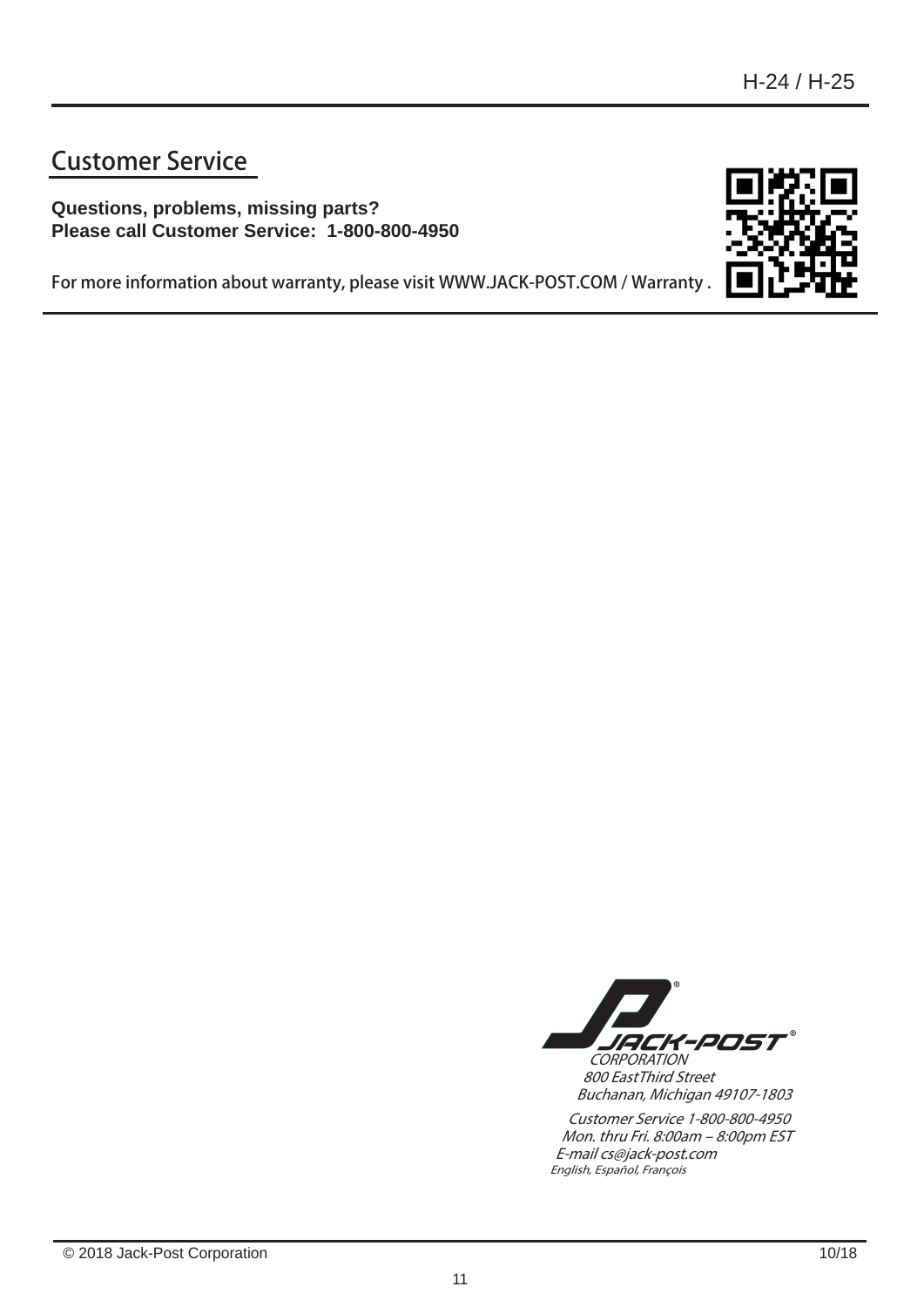## Customer Service

**Questions, problems, missing parts?**
**Please call Customer Service: 1-800-800-4950**

For more information about warranty, please visit WWW.JACK-POST.COM / Warranty .

JACK-POST®
CORPORATION
800 EastThird Street
Buchanan, Michigan 49107-1803

Customer Service 1-800-800-4950
Mon. thru Fri. 8:00am – 8:00pm EST
E-mail cs@jack-post.com
English, Español, François

© 2018 Jack-Post Corporation 10/18